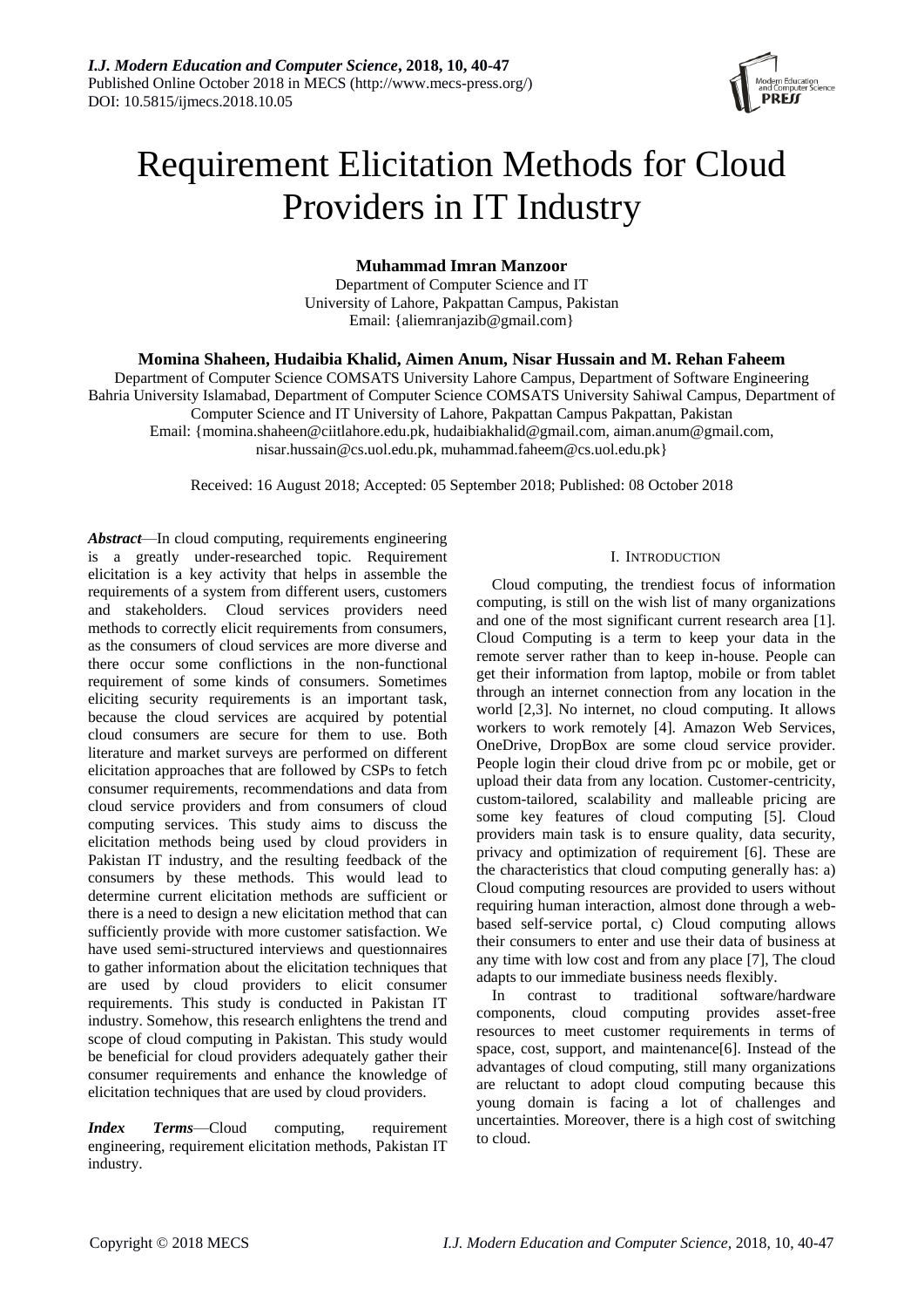# Requirement Elicitation Methods for Cloud Providers in IT Industry

**Muhammad Imran Manzoor**

Department of Computer Science and IT
University of Lahore, Pakpattan Campus, Pakistan
Email: {aliemranjazib@gmail.com}

**Momina Shaheen, Hudaibia Khalid, Aimen Anum, Nisar Hussain and M. Rehan Faheem**

Department of Computer Science COMSATS University Lahore Campus, Department of Software Engineering Bahria University Islamabad, Department of Computer Science COMSATS University Sahiwal Campus, Department of Computer Science and IT University of Lahore, Pakpattan Campus Pakpattan, Pakistan
Email: {momina.shaheen@ciitlahore.edu.pk, hudaibiakhalid@gmail.com, aiman.anum@gmail.com, nisar.hussain@cs.uol.edu.pk, muhammad.faheem@cs.uol.edu.pk}

Received: 16 August 2018; Accepted: 05 September 2018; Published: 08 October 2018

***Abstract***—In cloud computing, requirements engineering is a greatly under-researched topic. Requirement elicitation is a key activity that helps in assemble the requirements of a system from different users, customers and stakeholders. Cloud services providers need methods to correctly elicit requirements from consumers, as the consumers of cloud services are more diverse and there occur some conflictions in the non-functional requirement of some kinds of consumers. Sometimes eliciting security requirements is an important task, because the cloud services are acquired by potential cloud consumers are secure for them to use. Both literature and market surveys are performed on different elicitation approaches that are followed by CSPs to fetch consumer requirements, recommendations and data from cloud service providers and from consumers of cloud computing services. This study aims to discuss the elicitation methods being used by cloud providers in Pakistan IT industry, and the resulting feedback of the consumers by these methods. This would lead to determine current elicitation methods are sufficient or there is a need to design a new elicitation method that can sufficiently provide with more customer satisfaction. We have used semi-structured interviews and questionnaires to gather information about the elicitation techniques that are used by cloud providers to elicit consumer requirements. This study is conducted in Pakistan IT industry. Somehow, this research enlightens the trend and scope of cloud computing in Pakistan. This study would be beneficial for cloud providers adequately gather their consumer requirements and enhance the knowledge of elicitation techniques that are used by cloud providers.

***Index Terms***—Cloud computing, requirement engineering, requirement elicitation methods, Pakistan IT industry.

## I. Introduction

Cloud computing, the trendiest focus of information computing, is still on the wish list of many organizations and one of the most significant current research area [1]. Cloud Computing is a term to keep your data in the remote server rather than to keep in-house. People can get their information from laptop, mobile or from tablet through an internet connection from any location in the world [2,3]. No internet, no cloud computing. It allows workers to work remotely [4]. Amazon Web Services, OneDrive, DropBox are some cloud service provider. People login their cloud drive from pc or mobile, get or upload their data from any location. Customer-centricity, custom-tailored, scalability and malleable pricing are some key features of cloud computing [5]. Cloud providers main task is to ensure quality, data security, privacy and optimization of requirement [6]. These are the characteristics that cloud computing generally has: a) Cloud computing resources are provided to users without requiring human interaction, almost done through a web-based self-service portal, c) Cloud computing allows their consumers to enter and use their data of business at any time with low cost and from any place [7], The cloud adapts to our immediate business needs flexibly.

In contrast to traditional software/hardware components, cloud computing provides asset-free resources to meet customer requirements in terms of space, cost, support, and maintenance[6]. Instead of the advantages of cloud computing, still many organizations are reluctant to adopt cloud computing because this young domain is facing a lot of challenges and uncertainties. Moreover, there is a high cost of switching to cloud.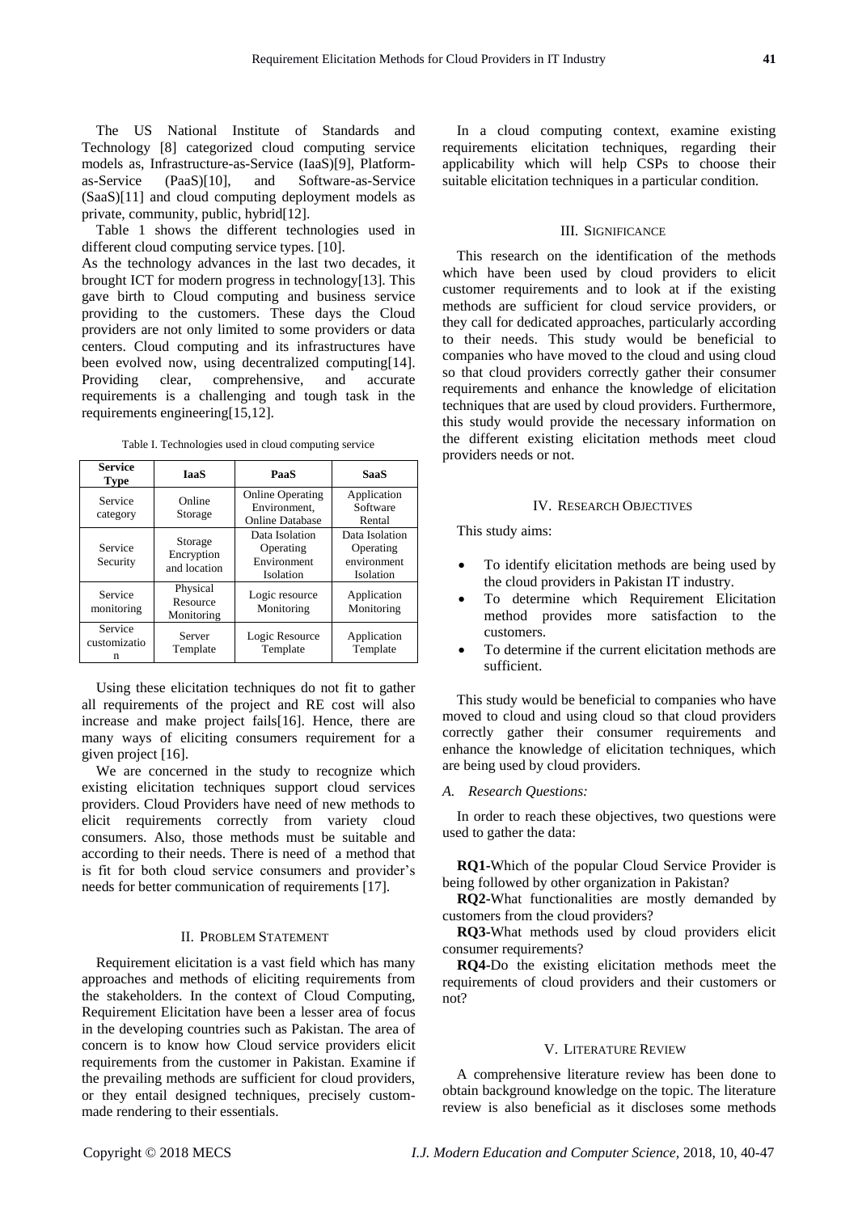The US National Institute of Standards and Technology [8] categorized cloud computing service models as, Infrastructure-as-Service (IaaS)[9], Platform-as-Service (PaaS)[10], and Software-as-Service (SaaS)[11] and cloud computing deployment models as private, community, public, hybrid[12].

Table 1 shows the different technologies used in different cloud computing service types. [10].

As the technology advances in the last two decades, it brought ICT for modern progress in technology[13]. This gave birth to Cloud computing and business service providing to the customers. These days the Cloud providers are not only limited to some providers or data centers. Cloud computing and its infrastructures have been evolved now, using decentralized computing[14]. Providing clear, comprehensive, and accurate requirements is a challenging and tough task in the requirements engineering[15,12].

Table I. Technologies used in cloud computing service

| Service Type | IaaS | PaaS | SaaS |
|---|---|---|---|
| Service category | Online Storage | Online Operating Environment, Online Database | Application Software Rental |
| Service Security | Storage Encryption and location | Data Isolation Operating Environment Isolation | Data Isolation Operating environment Isolation |
| Service monitoring | Physical Resource Monitoring | Logic resource Monitoring | Application Monitoring |
| Service customization | Server Template | Logic Resource Template | Application Template |

Using these elicitation techniques do not fit to gather all requirements of the project and RE cost will also increase and make project fails[16]. Hence, there are many ways of eliciting consumers requirement for a given project [16].

We are concerned in the study to recognize which existing elicitation techniques support cloud services providers. Cloud Providers have need of new methods to elicit requirements correctly from variety cloud consumers. Also, those methods must be suitable and according to their needs. There is need of a method that is fit for both cloud service consumers and provider's needs for better communication of requirements [17].

## II. Problem Statement

Requirement elicitation is a vast field which has many approaches and methods of eliciting requirements from the stakeholders. In the context of Cloud Computing, Requirement Elicitation have been a lesser area of focus in the developing countries such as Pakistan. The area of concern is to know how Cloud service providers elicit requirements from the customer in Pakistan. Examine if the prevailing methods are sufficient for cloud providers, or they entail designed techniques, precisely custom-made rendering to their essentials.

In a cloud computing context, examine existing requirements elicitation techniques, regarding their applicability which will help CSPs to choose their suitable elicitation techniques in a particular condition.

## III. Significance

This research on the identification of the methods which have been used by cloud providers to elicit customer requirements and to look at if the existing methods are sufficient for cloud service providers, or they call for dedicated approaches, particularly according to their needs. This study would be beneficial to companies who have moved to the cloud and using cloud so that cloud providers correctly gather their consumer requirements and enhance the knowledge of elicitation techniques that are used by cloud providers. Furthermore, this study would provide the necessary information on the different existing elicitation methods meet cloud providers needs or not.

## IV. Research Objectives

This study aims:

- To identify elicitation methods are being used by the cloud providers in Pakistan IT industry.
- To determine which Requirement Elicitation method provides more satisfaction to the customers.
- To determine if the current elicitation methods are sufficient.

This study would be beneficial to companies who have moved to cloud and using cloud so that cloud providers correctly gather their consumer requirements and enhance the knowledge of elicitation techniques, which are being used by cloud providers.

### *A. Research Questions:*

In order to reach these objectives, two questions were used to gather the data:

**RQ1-**Which of the popular Cloud Service Provider is being followed by other organization in Pakistan?

**RQ2-**What functionalities are mostly demanded by customers from the cloud providers?

**RQ3-**What methods used by cloud providers elicit consumer requirements?

**RQ4-**Do the existing elicitation methods meet the requirements of cloud providers and their customers or not?

## V. Literature Review

A comprehensive literature review has been done to obtain background knowledge on the topic. The literature review is also beneficial as it discloses some methods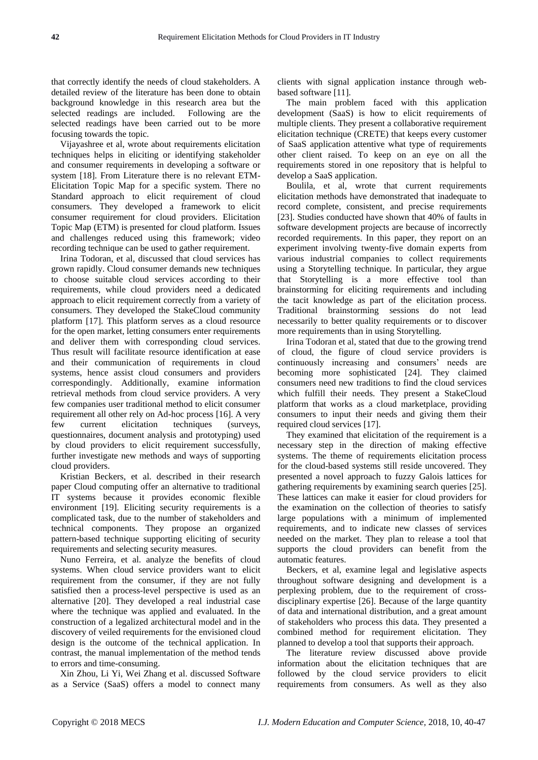that correctly identify the needs of cloud stakeholders. A detailed review of the literature has been done to obtain background knowledge in this research area but the selected readings are included. Following are the selected readings have been carried out to be more focusing towards the topic.

Vijayashree et al, wrote about requirements elicitation techniques helps in eliciting or identifying stakeholder and consumer requirements in developing a software or system [18]. From Literature there is no relevant ETM-Elicitation Topic Map for a specific system. There no Standard approach to elicit requirement of cloud consumers. They developed a framework to elicit consumer requirement for cloud providers. Elicitation Topic Map (ETM) is presented for cloud platform. Issues and challenges reduced using this framework; video recording technique can be used to gather requirement.

Irina Todoran, et al, discussed that cloud services has grown rapidly. Cloud consumer demands new techniques to choose suitable cloud services according to their requirements, while cloud providers need a dedicated approach to elicit requirement correctly from a variety of consumers. They developed the StakeCloud community platform [17]. This platform serves as a cloud resource for the open market, letting consumers enter requirements and deliver them with corresponding cloud services. Thus result will facilitate resource identification at ease and their communication of requirements in cloud systems, hence assist cloud consumers and providers correspondingly. Additionally, examine information retrieval methods from cloud service providers. A very few companies user traditional method to elicit consumer requirement all other rely on Ad-hoc process [16]. A very few current elicitation techniques (surveys, questionnaires, document analysis and prototyping) used by cloud providers to elicit requirement successfully, further investigate new methods and ways of supporting cloud providers.

Kristian Beckers, et al. described in their research paper Cloud computing offer an alternative to traditional IT systems because it provides economic flexible environment [19]. Eliciting security requirements is a complicated task, due to the number of stakeholders and technical components. They propose an organized pattern-based technique supporting eliciting of security requirements and selecting security measures.

Nuno Ferreira, et al. analyze the benefits of cloud systems. When cloud service providers want to elicit requirement from the consumer, if they are not fully satisfied then a process-level perspective is used as an alternative [20]. They developed a real industrial case where the technique was applied and evaluated. In the construction of a legalized architectural model and in the discovery of veiled requirements for the envisioned cloud design is the outcome of the technical application. In contrast, the manual implementation of the method tends to errors and time-consuming.

Xin Zhou, Li Yi, Wei Zhang et al. discussed Software as a Service (SaaS) offers a model to connect many clients with signal application instance through web-based software [11].

The main problem faced with this application development (SaaS) is how to elicit requirements of multiple clients. They present a collaborative requirement elicitation technique (CRETE) that keeps every customer of SaaS application attentive what type of requirements other client raised. To keep on an eye on all the requirements stored in one repository that is helpful to develop a SaaS application.

Boulila, et al, wrote that current requirements elicitation methods have demonstrated that inadequate to record complete, consistent, and precise requirements [23]. Studies conducted have shown that 40% of faults in software development projects are because of incorrectly recorded requirements. In this paper, they report on an experiment involving twenty-five domain experts from various industrial companies to collect requirements using a Storytelling technique. In particular, they argue that Storytelling is a more effective tool than brainstorming for eliciting requirements and including the tacit knowledge as part of the elicitation process. Traditional brainstorming sessions do not lead necessarily to better quality requirements or to discover more requirements than in using Storytelling.

Irina Todoran et al, stated that due to the growing trend of cloud, the figure of cloud service providers is continuously increasing and consumers' needs are becoming more sophisticated [24]. They claimed consumers need new traditions to find the cloud services which fulfill their needs. They present a StakeCloud platform that works as a cloud marketplace, providing consumers to input their needs and giving them their required cloud services [17].

They examined that elicitation of the requirement is a necessary step in the direction of making effective systems. The theme of requirements elicitation process for the cloud-based systems still reside uncovered. They presented a novel approach to fuzzy Galois lattices for gathering requirements by examining search queries [25]. These lattices can make it easier for cloud providers for the examination on the collection of theories to satisfy large populations with a minimum of implemented requirements, and to indicate new classes of services needed on the market. They plan to release a tool that supports the cloud providers can benefit from the automatic features.

Beckers, et al, examine legal and legislative aspects throughout software designing and development is a perplexing problem, due to the requirement of cross-disciplinary expertise [26]. Because of the large quantity of data and international distribution, and a great amount of stakeholders who process this data. They presented a combined method for requirement elicitation. They planned to develop a tool that supports their approach.

The literature review discussed above provide information about the elicitation techniques that are followed by the cloud service providers to elicit requirements from consumers. As well as they also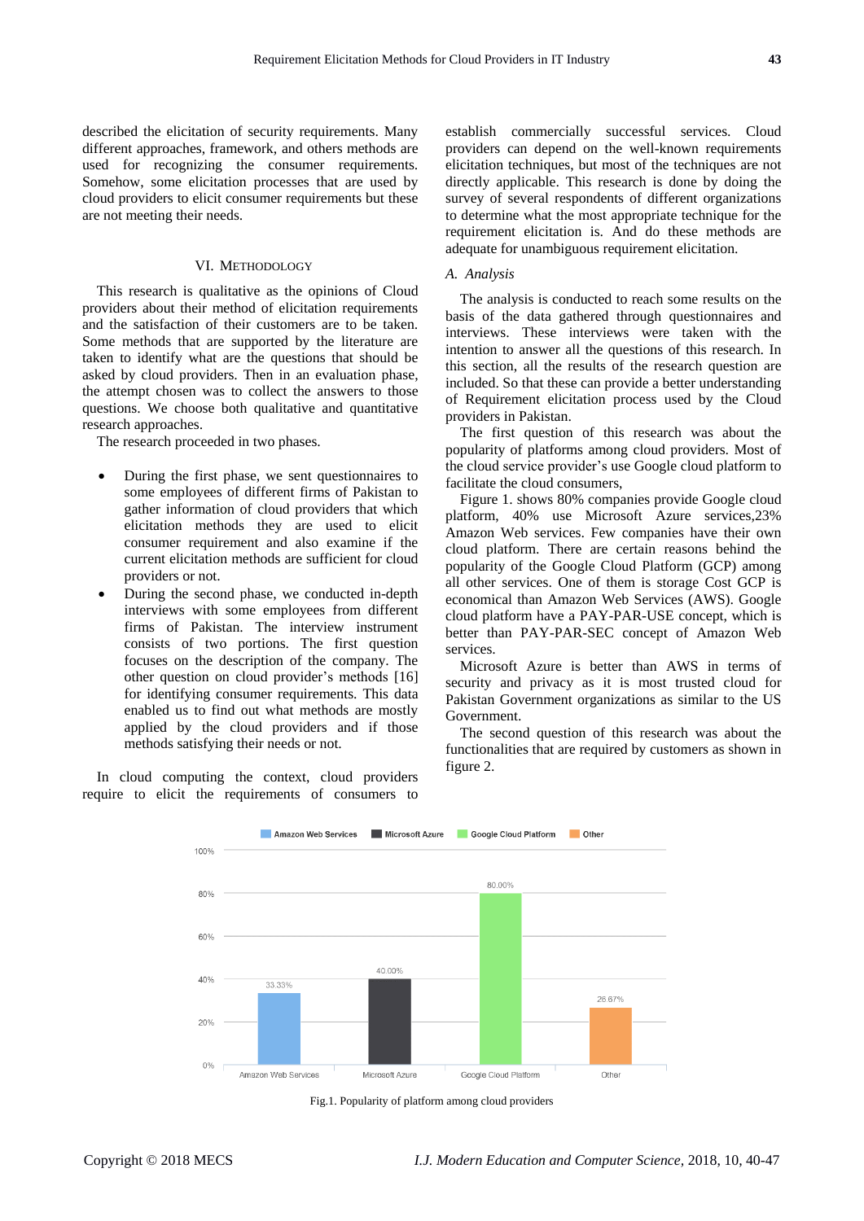described the elicitation of security requirements. Many different approaches, framework, and others methods are used for recognizing the consumer requirements. Somehow, some elicitation processes that are used by cloud providers to elicit consumer requirements but these are not meeting their needs.

## VI. Methodology

This research is qualitative as the opinions of Cloud providers about their method of elicitation requirements and the satisfaction of their customers are to be taken. Some methods that are supported by the literature are taken to identify what are the questions that should be asked by cloud providers. Then in an evaluation phase, the attempt chosen was to collect the answers to those questions. We choose both qualitative and quantitative research approaches.

The research proceeded in two phases.

- During the first phase, we sent questionnaires to some employees of different firms of Pakistan to gather information of cloud providers that which elicitation methods they are used to elicit consumer requirement and also examine if the current elicitation methods are sufficient for cloud providers or not.
- During the second phase, we conducted in-depth interviews with some employees from different firms of Pakistan. The interview instrument consists of two portions. The first question focuses on the description of the company. The other question on cloud provider's methods [16] for identifying consumer requirements. This data enabled us to find out what methods are mostly applied by the cloud providers and if those methods satisfying their needs or not.

In cloud computing the context, cloud providers require to elicit the requirements of consumers to establish commercially successful services. Cloud providers can depend on the well-known requirements elicitation techniques, but most of the techniques are not directly applicable. This research is done by doing the survey of several respondents of different organizations to determine what the most appropriate technique for the requirement elicitation is. And do these methods are adequate for unambiguous requirement elicitation.

### *A. Analysis*

The analysis is conducted to reach some results on the basis of the data gathered through questionnaires and interviews. These interviews were taken with the intention to answer all the questions of this research. In this section, all the results of the research question are included. So that these can provide a better understanding of Requirement elicitation process used by the Cloud providers in Pakistan.

The first question of this research was about the popularity of platforms among cloud providers. Most of the cloud service provider's use Google cloud platform to facilitate the cloud consumers,

Figure 1. shows 80% companies provide Google cloud platform, 40% use Microsoft Azure services,23% Amazon Web services. Few companies have their own cloud platform. There are certain reasons behind the popularity of the Google Cloud Platform (GCP) among all other services. One of them is storage Cost GCP is economical than Amazon Web Services (AWS). Google cloud platform have a PAY-PAR-USE concept, which is better than PAY-PAR-SEC concept of Amazon Web services.

Microsoft Azure is better than AWS in terms of security and privacy as it is most trusted cloud for Pakistan Government organizations as similar to the US Government.

The second question of this research was about the functionalities that are required by customers as shown in figure 2.

| Platform | Percentage |
|---|---|
| Amazon Web Services | 33.33% |
| Microsoft Azure | 40.00% |
| Google Cloud Platform | 80.00% |
| Other | 26.67% |

Fig.1. Popularity of platform among cloud providers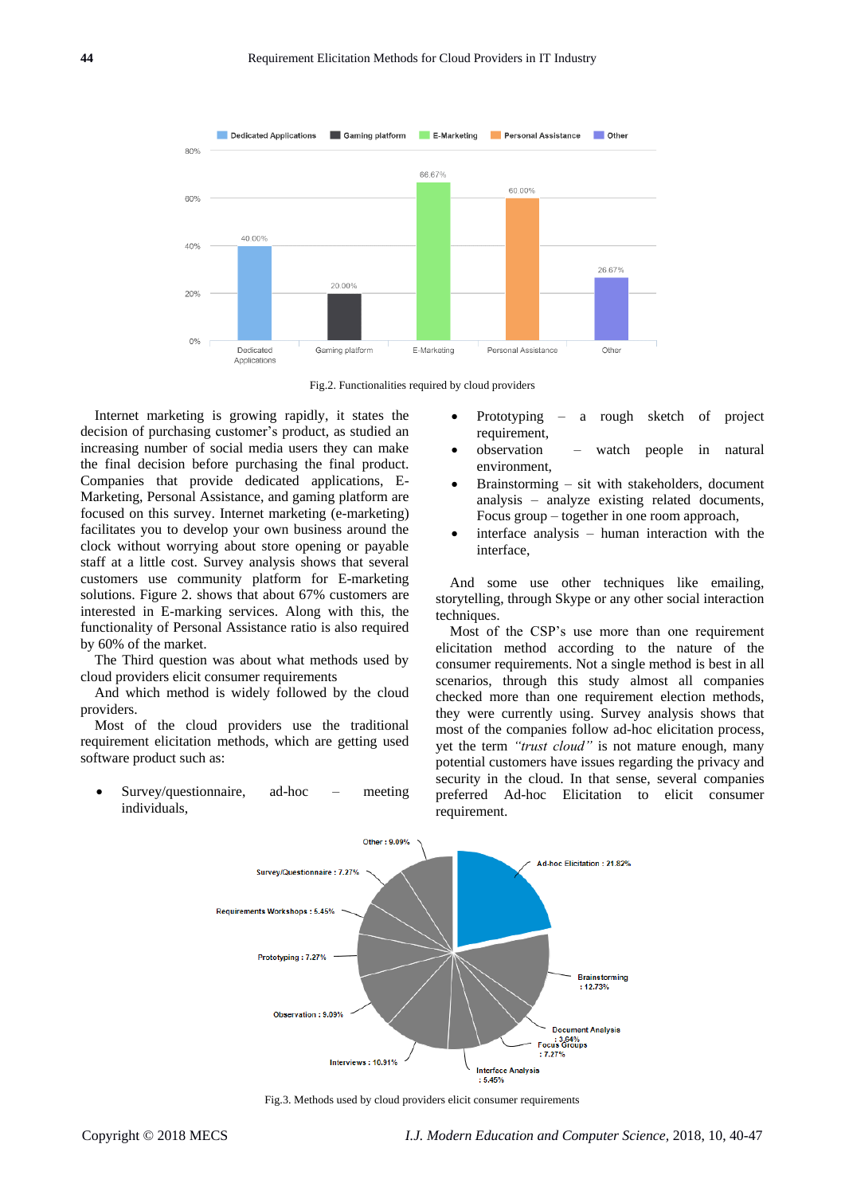Fig.2. Functionalities required by cloud providers

Internet marketing is growing rapidly, it states the decision of purchasing customer's product, as studied an increasing number of social media users they can make the final decision before purchasing the final product. Companies that provide dedicated applications, E-Marketing, Personal Assistance, and gaming platform are focused on this survey. Internet marketing (e-marketing) facilitates you to develop your own business around the clock without worrying about store opening or payable staff at a little cost. Survey analysis shows that several customers use community platform for E-marketing solutions. Figure 2. shows that about 67% customers are interested in E-marking services. Along with this, the functionality of Personal Assistance ratio is also required by 60% of the market.

The Third question was about what methods used by cloud providers elicit consumer requirements

And which method is widely followed by the cloud providers.

Most of the cloud providers use the traditional requirement elicitation methods, which are getting used software product such as:

- Survey/questionnaire, ad-hoc – meeting individuals,
- Prototyping – a rough sketch of project requirement,
- observation – watch people in natural environment,
- Brainstorming – sit with stakeholders, document analysis – analyze existing related documents, Focus group – together in one room approach,
- interface analysis – human interaction with the interface,

And some use other techniques like emailing, storytelling, through Skype or any other social interaction techniques.

Most of the CSP's use more than one requirement elicitation method according to the nature of the consumer requirements. Not a single method is best in all scenarios, through this study almost all companies checked more than one requirement election methods, they were currently using. Survey analysis shows that most of the companies follow ad-hoc elicitation process, yet the term *"trust cloud"* is not mature enough, many potential customers have issues regarding the privacy and security in the cloud. In that sense, several companies preferred Ad-hoc Elicitation to elicit consumer requirement.

Fig.3. Methods used by cloud providers elicit consumer requirements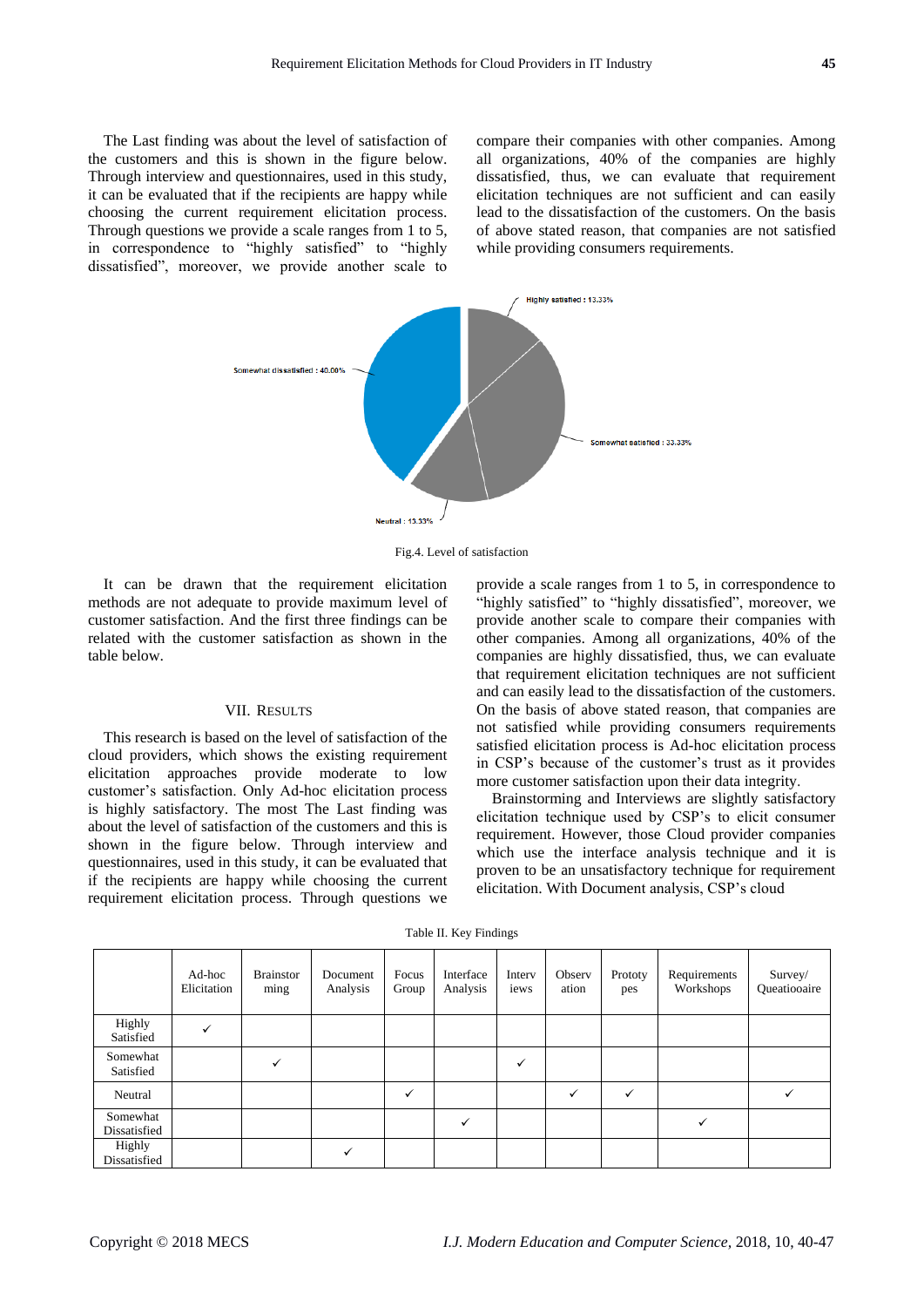The Last finding was about the level of satisfaction of the customers and this is shown in the figure below. Through interview and questionnaires, used in this study, it can be evaluated that if the recipients are happy while choosing the current requirement elicitation process. Through questions we provide a scale ranges from 1 to 5, in correspondence to "highly satisfied" to "highly dissatisfied", moreover, we provide another scale to compare their companies with other companies. Among all organizations, 40% of the companies are highly dissatisfied, thus, we can evaluate that requirement elicitation techniques are not sufficient and can easily lead to the dissatisfaction of the customers. On the basis of above stated reason, that companies are not satisfied while providing consumers requirements.

Highly satisfied : 13.33%

Somewhat dissatisfied : 40.00%

Somewhat satisfied : 33.33%

Neutral : 13.33%

Fig.4. Level of satisfaction

It can be drawn that the requirement elicitation methods are not adequate to provide maximum level of customer satisfaction. And the first three findings can be related with the customer satisfaction as shown in the table below.

## VII. Results

This research is based on the level of satisfaction of the cloud providers, which shows the existing requirement elicitation approaches provide moderate to low customer's satisfaction. Only Ad-hoc elicitation process is highly satisfactory. The most The Last finding was about the level of satisfaction of the customers and this is shown in the figure below. Through interview and questionnaires, used in this study, it can be evaluated that if the recipients are happy while choosing the current requirement elicitation process. Through questions we provide a scale ranges from 1 to 5, in correspondence to "highly satisfied" to "highly dissatisfied", moreover, we provide another scale to compare their companies with other companies. Among all organizations, 40% of the companies are highly dissatisfied, thus, we can evaluate that requirement elicitation techniques are not sufficient and can easily lead to the dissatisfaction of the customers. On the basis of above stated reason, that companies are not satisfied while providing consumers requirements satisfied elicitation process is Ad-hoc elicitation process in CSP's because of the customer's trust as it provides more customer satisfaction upon their data integrity.

Brainstorming and Interviews are slightly satisfactory elicitation technique used by CSP's to elicit consumer requirement. However, those Cloud provider companies which use the interface analysis technique and it is proven to be an unsatisfactory technique for requirement elicitation. With Document analysis, CSP's cloud

Table II. Key Findings

| | Ad-hoc Elicitation | Brainstorming | Document Analysis | Focus Group | Interface Analysis | Interviews | Observation | Prototypes | Requirements Workshops | Survey/ Queatiooaire |
|---|---|---|---|---|---|---|---|---|---|---|
| Highly Satisfied | ✓ | | | | | | | | | |
| Somewhat Satisfied | | ✓ | | | | ✓ | | | | |
| Neutral | | | | ✓ | | | ✓ | ✓ | | ✓ |
| Somewhat Dissatisfied | | | | | ✓ | | | | ✓ | |
| Highly Dissatisfied | | | ✓ | | | | | | | |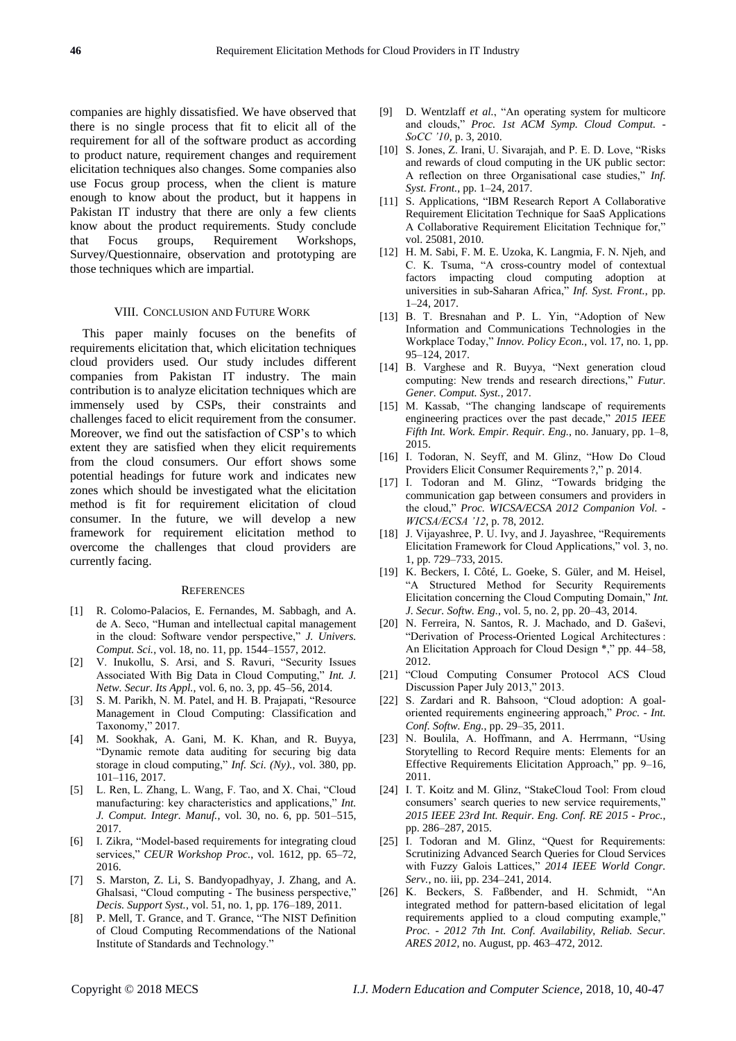companies are highly dissatisfied. We have observed that there is no single process that fit to elicit all of the requirement for all of the software product as according to product nature, requirement changes and requirement elicitation techniques also changes. Some companies also use Focus group process, when the client is mature enough to know about the product, but it happens in Pakistan IT industry that there are only a few clients know about the product requirements. Study conclude that Focus groups, Requirement Workshops, Survey/Questionnaire, observation and prototyping are those techniques which are impartial.

## VIII. Conclusion and Future Work

This paper mainly focuses on the benefits of requirements elicitation that, which elicitation techniques cloud providers used. Our study includes different companies from Pakistan IT industry. The main contribution is to analyze elicitation techniques which are immensely used by CSPs, their constraints and challenges faced to elicit requirement from the consumer. Moreover, we find out the satisfaction of CSP's to which extent they are satisfied when they elicit requirements from the cloud consumers. Our effort shows some potential headings for future work and indicates new zones which should be investigated what the elicitation method is fit for requirement elicitation of cloud consumer. In the future, we will develop a new framework for requirement elicitation method to overcome the challenges that cloud providers are currently facing.

## References

[1] R. Colomo-Palacios, E. Fernandes, M. Sabbagh, and A. de A. Seco, "Human and intellectual capital management in the cloud: Software vendor perspective," *J. Univers. Comput. Sci.*, vol. 18, no. 11, pp. 1544–1557, 2012.

[2] V. Inukollu, S. Arsi, and S. Ravuri, "Security Issues Associated With Big Data in Cloud Computing," *Int. J. Netw. Secur. Its Appl.*, vol. 6, no. 3, pp. 45–56, 2014.

[3] S. M. Parikh, N. M. Patel, and H. B. Prajapati, "Resource Management in Cloud Computing: Classification and Taxonomy," 2017.

[4] M. Sookhak, A. Gani, M. K. Khan, and R. Buyya, "Dynamic remote data auditing for securing big data storage in cloud computing," *Inf. Sci. (Ny).*, vol. 380, pp. 101–116, 2017.

[5] L. Ren, L. Zhang, L. Wang, F. Tao, and X. Chai, "Cloud manufacturing: key characteristics and applications," *Int. J. Comput. Integr. Manuf.*, vol. 30, no. 6, pp. 501–515, 2017.

[6] I. Zikra, "Model-based requirements for integrating cloud services," *CEUR Workshop Proc.*, vol. 1612, pp. 65–72, 2016.

[7] S. Marston, Z. Li, S. Bandyopadhyay, J. Zhang, and A. Ghalsasi, "Cloud computing - The business perspective," *Decis. Support Syst.*, vol. 51, no. 1, pp. 176–189, 2011.

[8] P. Mell, T. Grance, and T. Grance, "The NIST Definition of Cloud Computing Recommendations of the National Institute of Standards and Technology."

[9] D. Wentzlaff *et al.*, "An operating system for multicore and clouds," *Proc. 1st ACM Symp. Cloud Comput. - SoCC '10*, p. 3, 2010.

[10] S. Jones, Z. Irani, U. Sivarajah, and P. E. D. Love, "Risks and rewards of cloud computing in the UK public sector: A reflection on three Organisational case studies," *Inf. Syst. Front.*, pp. 1–24, 2017.

[11] S. Applications, "IBM Research Report A Collaborative Requirement Elicitation Technique for SaaS Applications A Collaborative Requirement Elicitation Technique for," vol. 25081, 2010.

[12] H. M. Sabi, F. M. E. Uzoka, K. Langmia, F. N. Njeh, and C. K. Tsuma, "A cross-country model of contextual factors impacting cloud computing adoption at universities in sub-Saharan Africa," *Inf. Syst. Front.*, pp. 1–24, 2017.

[13] B. T. Bresnahan and P. L. Yin, "Adoption of New Information and Communications Technologies in the Workplace Today," *Innov. Policy Econ.*, vol. 17, no. 1, pp. 95–124, 2017.

[14] B. Varghese and R. Buyya, "Next generation cloud computing: New trends and research directions," *Futur. Gener. Comput. Syst.*, 2017.

[15] M. Kassab, "The changing landscape of requirements engineering practices over the past decade," *2015 IEEE Fifth Int. Work. Empir. Requir. Eng.*, no. January, pp. 1–8, 2015.

[16] I. Todoran, N. Seyff, and M. Glinz, "How Do Cloud Providers Elicit Consumer Requirements ?," p. 2014.

[17] I. Todoran and M. Glinz, "Towards bridging the communication gap between consumers and providers in the cloud," *Proc. WICSA/ECSA 2012 Companion Vol. - WICSA/ECSA '12*, p. 78, 2012.

[18] J. Vijayashree, P. U. Ivy, and J. Jayashree, "Requirements Elicitation Framework for Cloud Applications," vol. 3, no. 1, pp. 729–733, 2015.

[19] K. Beckers, I. Côté, L. Goeke, S. Güler, and M. Heisel, "A Structured Method for Security Requirements Elicitation concerning the Cloud Computing Domain," *Int. J. Secur. Softw. Eng.*, vol. 5, no. 2, pp. 20–43, 2014.

[20] N. Ferreira, N. Santos, R. J. Machado, and D. Gaševi, "Derivation of Process-Oriented Logical Architectures : An Elicitation Approach for Cloud Design *," pp. 44–58, 2012.

[21] "Cloud Computing Consumer Protocol ACS Cloud Discussion Paper July 2013," 2013.

[22] S. Zardari and R. Bahsoon, "Cloud adoption: A goal-oriented requirements engineering approach," *Proc. - Int. Conf. Softw. Eng.*, pp. 29–35, 2011.

[23] N. Boulila, A. Hoffmann, and A. Herrmann, "Using Storytelling to Record Require ments: Elements for an Effective Requirements Elicitation Approach," pp. 9–16, 2011.

[24] I. T. Koitz and M. Glinz, "StakeCloud Tool: From cloud consumers' search queries to new service requirements," *2015 IEEE 23rd Int. Requir. Eng. Conf. RE 2015 - Proc.*, pp. 286–287, 2015.

[25] I. Todoran and M. Glinz, "Quest for Requirements: Scrutinizing Advanced Search Queries for Cloud Services with Fuzzy Galois Lattices," *2014 IEEE World Congr. Serv.*, no. iii, pp. 234–241, 2014.

[26] K. Beckers, S. Faßbender, and H. Schmidt, "An integrated method for pattern-based elicitation of legal requirements applied to a cloud computing example," *Proc. - 2012 7th Int. Conf. Availability, Reliab. Secur. ARES 2012*, no. August, pp. 463–472, 2012.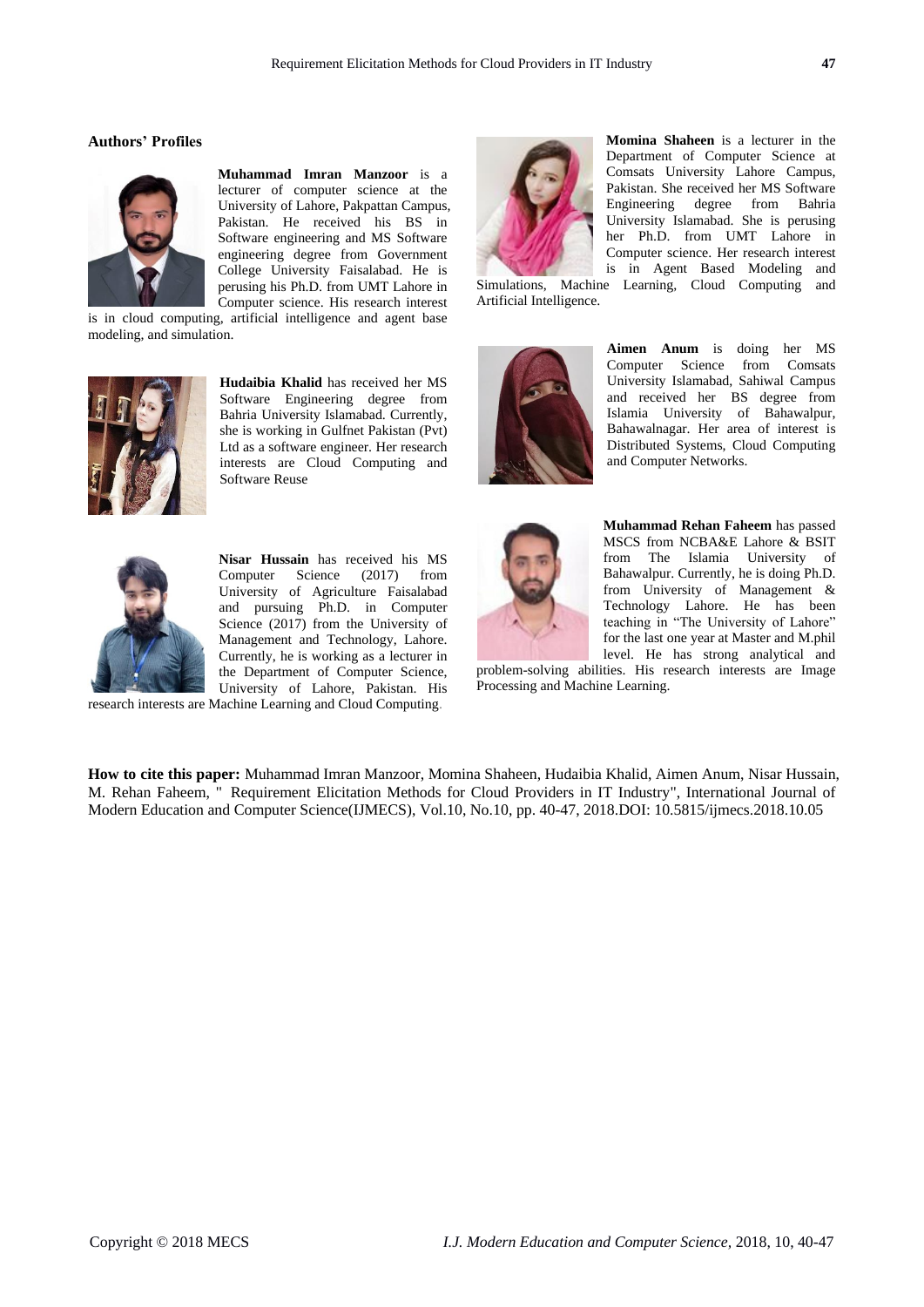**Authors' Profiles**

**Muhammad Imran Manzoor** is a lecturer of computer science at the University of Lahore, Pakpattan Campus, Pakistan. He received his BS in Software engineering and MS Software engineering degree from Government College University Faisalabad. He is perusing his Ph.D. from UMT Lahore in Computer science. His research interest is in cloud computing, artificial intelligence and agent base modeling, and simulation.

**Hudaibia Khalid** has received her MS Software Engineering degree from Bahria University Islamabad. Currently, she is working in Gulfnet Pakistan (Pvt) Ltd as a software engineer. Her research interests are Cloud Computing and Software Reuse

**Nisar Hussain** has received his MS Computer Science (2017) from University of Agriculture Faisalabad and pursuing Ph.D. in Computer Science (2017) from the University of Management and Technology, Lahore. Currently, he is working as a lecturer in the Department of Computer Science, University of Lahore, Pakistan. His research interests are Machine Learning and Cloud Computing.

**Momina Shaheen** is a lecturer in the Department of Computer Science at Comsats University Lahore Campus, Pakistan. She received her MS Software Engineering degree from Bahria University Islamabad. She is perusing her Ph.D. from UMT Lahore in Computer science. Her research interest is in Agent Based Modeling and Simulations, Machine Learning, Cloud Computing and Artificial Intelligence.

**Aimen Anum** is doing her MS Computer Science from Comsats University Islamabad, Sahiwal Campus and received her BS degree from Islamia University of Bahawalpur, Bahawalnagar. Her area of interest is Distributed Systems, Cloud Computing and Computer Networks.

**Muhammad Rehan Faheem** has passed MSCS from NCBA&E Lahore & BSIT from The Islamia University of Bahawalpur. Currently, he is doing Ph.D. from University of Management & Technology Lahore. He has been teaching in "The University of Lahore" for the last one year at Master and M.phil level. He has strong analytical and problem-solving abilities. His research interests are Image Processing and Machine Learning.

**How to cite this paper:** Muhammad Imran Manzoor, Momina Shaheen, Hudaibia Khalid, Aimen Anum, Nisar Hussain, M. Rehan Faheem, " Requirement Elicitation Methods for Cloud Providers in IT Industry", International Journal of Modern Education and Computer Science(IJMECS), Vol.10, No.10, pp. 40-47, 2018.DOI: 10.5815/ijmecs.2018.10.05